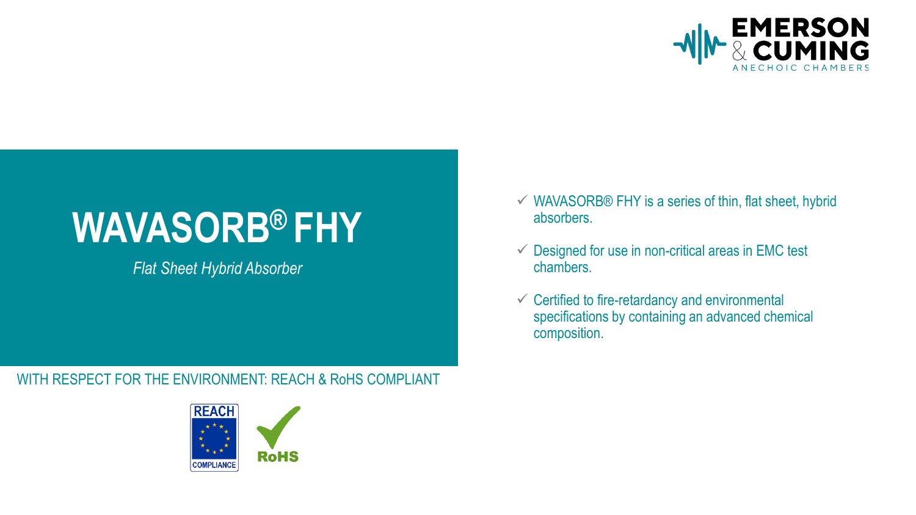EMERSON & CUMING
ANECHOIC CHAMBERS

# WAVASORB® FHY

*Flat Sheet Hybrid Absorber*

- ✓ WAVASORB® FHY is a series of thin, flat sheet, hybrid absorbers.
- ✓ Designed for use in non-critical areas in EMC test chambers.
- ✓ Certified to fire-retardancy and environmental specifications by containing an advanced chemical composition.

WITH RESPECT FOR THE ENVIRONMENT: REACH & RoHS COMPLIANT

REACH COMPLIANCE

RoHS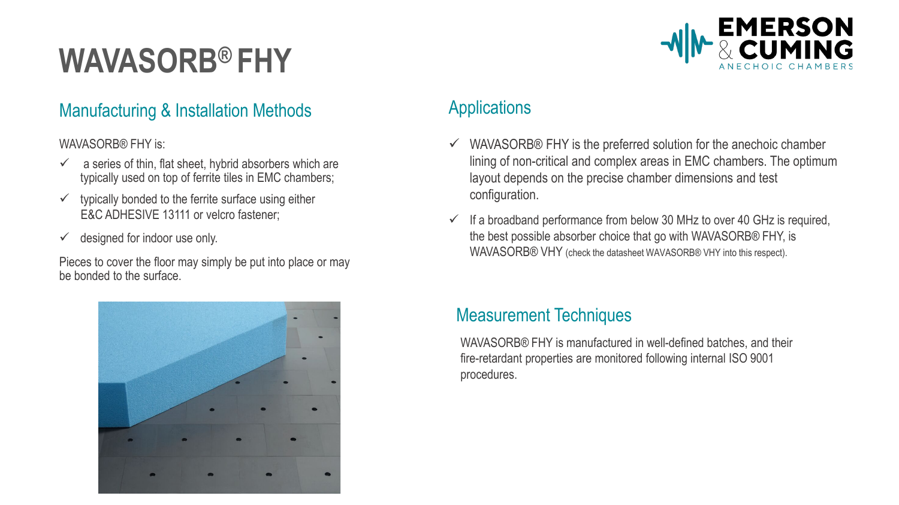# WAVASORB® FHY

## Manufacturing & Installation Methods

WAVASORB® FHY is:

- ✓ a series of thin, flat sheet, hybrid absorbers which are typically used on top of ferrite tiles in EMC chambers;
- ✓ typically bonded to the ferrite surface using either E&C ADHESIVE 13111 or velcro fastener;
- ✓ designed for indoor use only.

Pieces to cover the floor may simply be put into place or may be bonded to the surface.

## Applications

- ✓ WAVASORB® FHY is the preferred solution for the anechoic chamber lining of non-critical and complex areas in EMC chambers. The optimum layout depends on the precise chamber dimensions and test configuration.
- ✓ If a broadband performance from below 30 MHz to over 40 GHz is required, the best possible absorber choice that go with WAVASORB® FHY, is WAVASORB® VHY (check the datasheet WAVASORB® VHY into this respect).

## Measurement Techniques

WAVASORB® FHY is manufactured in well-defined batches, and their fire-retardant properties are monitored following internal ISO 9001 procedures.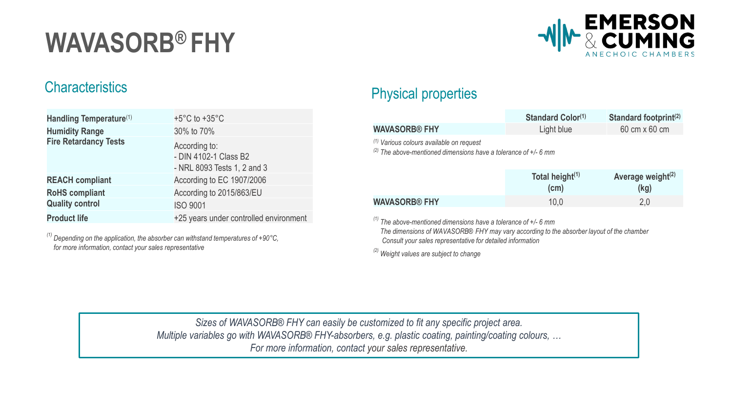# WAVASORB® FHY

## Characteristics

| | |
|---|---|
| **Handling Temperature**[1] | +5°C to +35°C |
| **Humidity Range** | 30% to 70% |
| **Fire Retardancy Tests** | According to:<br>- DIN 4102-1 Class B2<br>- NRL 8093 Tests 1, 2 and 3 |
| **REACH compliant** | According to EC 1907/2006 |
| **RoHS compliant** | According to 2015/863/EU |
| **Quality control** | ISO 9001 |
| **Product life** | +25 years under controlled environment |

*[1] Depending on the application, the absorber can withstand temperatures of +90°C, for more information, contact your sales representative*

## Physical properties

| | Standard Color[1] | Standard footprint[2] |
|---|---|---|
| **WAVASORB® FHY** | Light blue | 60 cm x 60 cm |

*[1] Various colours available on request*
*[2] The above-mentioned dimensions have a tolerance of +/- 6 mm*

| | Total height[1] (cm) | Average weight[2] (kg) |
|---|---|---|
| **WAVASORB® FHY** | 10,0 | 2,0 |

*[1] The above-mentioned dimensions have a tolerance of +/- 6 mm*
*The dimensions of WAVASORB® FHY may vary according to the absorber layout of the chamber*
*Consult your sales representative for detailed information*

*[2] Weight values are subject to change*

*Sizes of WAVASORB® FHY can easily be customized to fit any specific project area.*
*Multiple variables go with WAVASORB® FHY-absorbers, e.g. plastic coating, painting/coating colours, …*
*For more information, contact your sales representative.*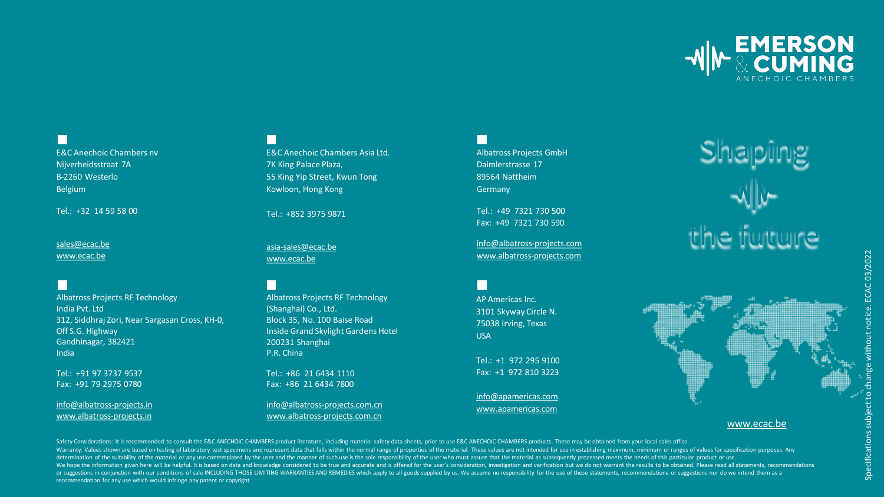EMERSON & CUMING
ANECHOIC CHAMBERS

E&C Anechoic Chambers nv
Nijverheidsstraat 7A
B-2260 Westerlo
Belgium

Tel.: +32 14 59 58 00

sales@ecac.be
www.ecac.be

E&C Anechoic Chambers Asia Ltd.
7K King Palace Plaza,
55 King Yip Street, Kwun Tong
Kowloon, Hong Kong

Tel.: +852 3975 9871

asia-sales@ecac.be
www.ecac.be

Albatross Projects GmbH
Daimlerstrasse 17
89564 Nattheim
Germany

Tel.: +49 7321 730 500
Fax: +49 7321 730 590

info@albatross-projects.com
www.albatross-projects.com

Albatross Projects RF Technology
India Pvt. Ltd
312, Siddhraj Zori, Near Sargasan Cross, KH-0,
Off S.G. Highway
Gandhinagar, 382421
India

Tel.: +91 97 3737 9537
Fax: +91 79 2975 0780

info@albatross-projects.in
www.albatross-projects.in

Albatross Projects RF Technology
(Shanghai) Co., Ltd.
Block 35, No. 100 Baise Road
Inside Grand Skylight Gardens Hotel
200231 Shanghai
P.R. China

Tel.: +86 21 6434 1110
Fax: +86 21 6434 7800

info@albatross-projects.com.cn
www.albatross-projects.com.cn

AP Americas Inc.
3101 Skyway Circle N.
75038 Irving, Texas
USA

Tel.: +1 972 295 9100
Fax: +1 972 810 3223

info@apamericas.com
www.apamericas.com

Shaping the future

www.ecac.be

Specifications subject to change without notice. ECAC 03/2022

Safety Considerations: It is recommended to consult the E&C ANECHOIC CHAMBERS product literature, including material safety data sheets, prior to use E&C ANECHOIC CHAMBERS products. These may be obtained from your local sales office.
Warranty: Values shown are based on testing of laboratory test specimens and represent data that falls within the normal range of properties of the material. These values are not intended for use in establishing maximum, minimum or ranges of values for specification purposes. Any determination of the suitability of the material or any use contemplated by the user and the manner of such use is the sole responsibility of the user who must assure that the material as subsequently processed meets the needs of this particular product or use.
We hope the information given here will be helpful. It is based on data and knowledge considered to be true and accurate and is offered for the user's consideration, investigation and verification but we do not warrant the results to be obtained. Please read all statements, recommendations or suggestions in conjunction with our conditions of sale INCLUDING THOSE LIMITING WARRANTIES AND REMEDIES which apply to all goods supplied by us. We assume no responsibility for the use of these statements, recommendations or suggestions nor do we intend them as a recommendation for any use which would infringe any patent or copyright.